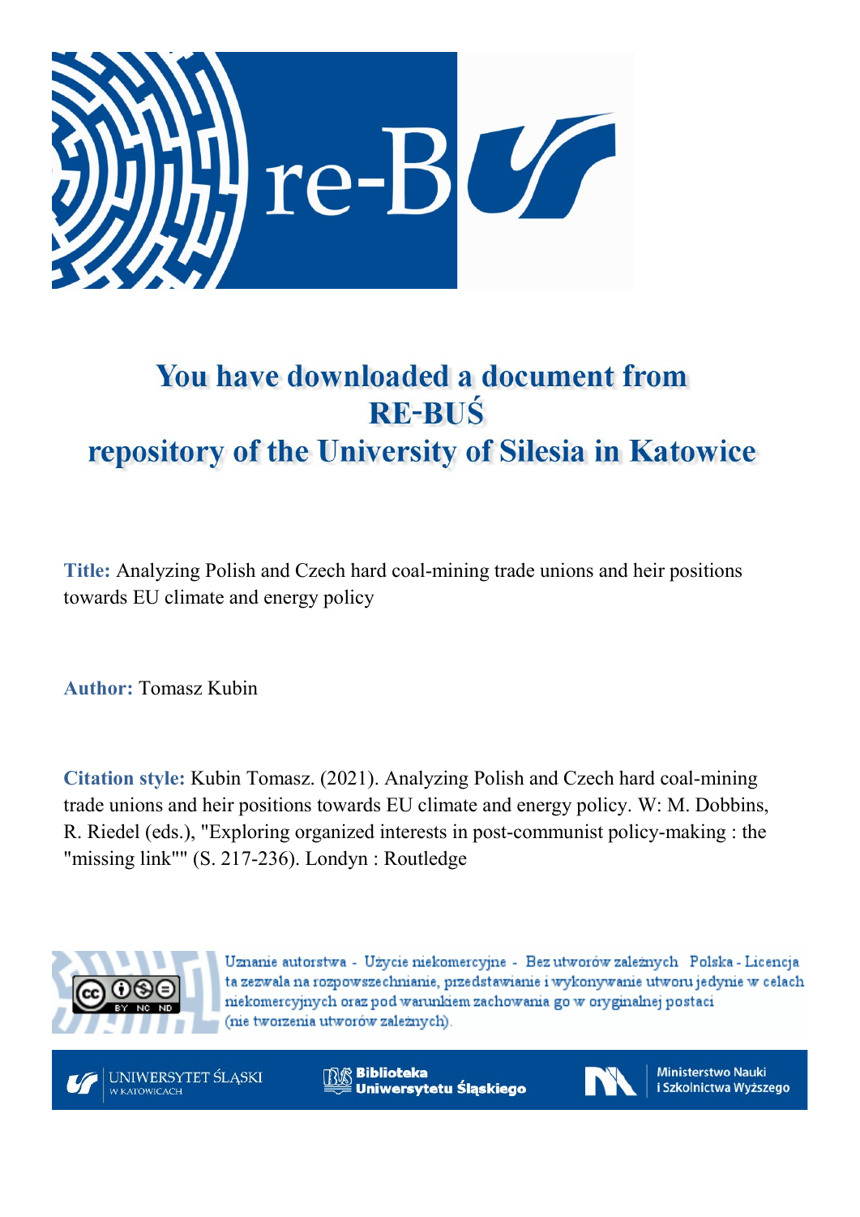# You have downloaded a document from RE-BUŚ repository of the University of Silesia in Katowice

**Title:** Analyzing Polish and Czech hard coal-mining trade unions and heir positions towards EU climate and energy policy

**Author:** Tomasz Kubin

**Citation style:** Kubin Tomasz. (2021). Analyzing Polish and Czech hard coal-mining trade unions and heir positions towards EU climate and energy policy. W: M. Dobbins, R. Riedel (eds.), "Exploring organized interests in post-communist policy-making : the "missing link"" (S. 217-236). Londyn : Routledge

Uznanie autorstwa - Użycie niekomercyjne - Bez utworów zależnych Polska - Licencja ta zezwala na rozpowszechnianie, przedstawianie i wykonywanie utworu jedynie w celach niekomercyjnych oraz pod warunkiem zachowania go w oryginalnej postaci (nie tworzenia utworów zależnych).

UNIWERSYTET ŚLĄSKI W KATOWICACH

Biblioteka Uniwersytetu Śląskiego

Ministerstwo Nauki i Szkolnictwa Wyższego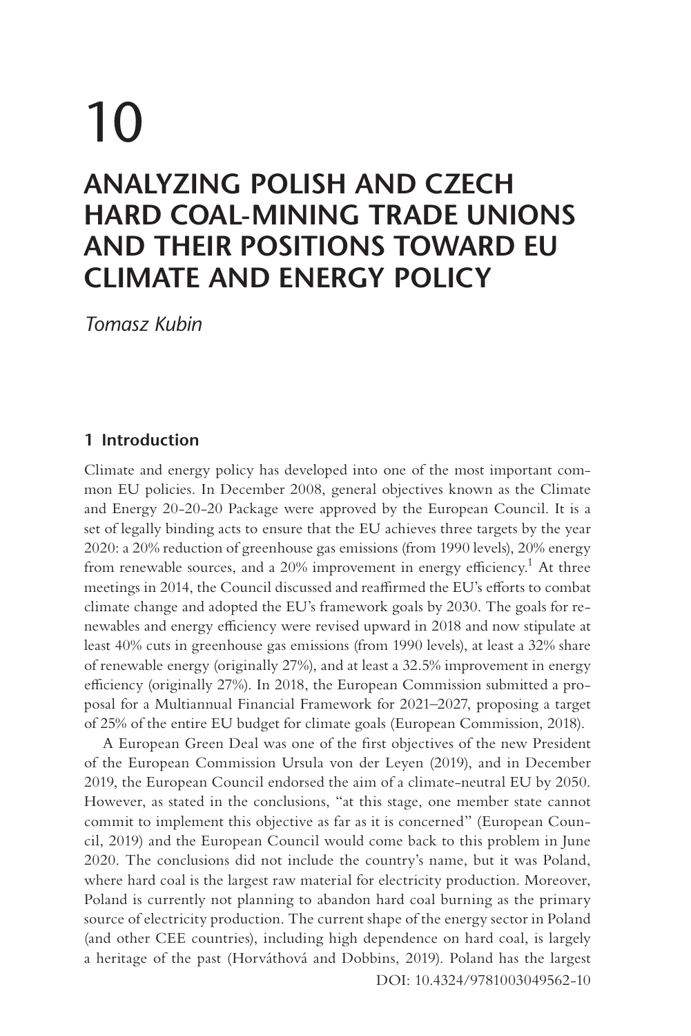# 10

# ANALYZING POLISH AND CZECH HARD COAL-MINING TRADE UNIONS AND THEIR POSITIONS TOWARD EU CLIMATE AND ENERGY POLICY

*Tomasz Kubin*

## 1 Introduction

Climate and energy policy has developed into one of the most important common EU policies. In December 2008, general objectives known as the Climate and Energy 20-20-20 Package were approved by the European Council. It is a set of legally binding acts to ensure that the EU achieves three targets by the year 2020: a 20% reduction of greenhouse gas emissions (from 1990 levels), 20% energy from renewable sources, and a 20% improvement in energy efficiency.[1] At three meetings in 2014, the Council discussed and reaffirmed the EU's efforts to combat climate change and adopted the EU's framework goals by 2030. The goals for renewables and energy efficiency were revised upward in 2018 and now stipulate at least 40% cuts in greenhouse gas emissions (from 1990 levels), at least a 32% share of renewable energy (originally 27%), and at least a 32.5% improvement in energy efficiency (originally 27%). In 2018, the European Commission submitted a proposal for a Multiannual Financial Framework for 2021–2027, proposing a target of 25% of the entire EU budget for climate goals (European Commission, 2018).

A European Green Deal was one of the first objectives of the new President of the European Commission Ursula von der Leyen (2019), and in December 2019, the European Council endorsed the aim of a climate-neutral EU by 2050. However, as stated in the conclusions, "at this stage, one member state cannot commit to implement this objective as far as it is concerned" (European Council, 2019) and the European Council would come back to this problem in June 2020. The conclusions did not include the country's name, but it was Poland, where hard coal is the largest raw material for electricity production. Moreover, Poland is currently not planning to abandon hard coal burning as the primary source of electricity production. The current shape of the energy sector in Poland (and other CEE countries), including high dependence on hard coal, is largely a heritage of the past (Horváthová and Dobbins, 2019). Poland has the largest

DOI: 10.4324/9781003049562-10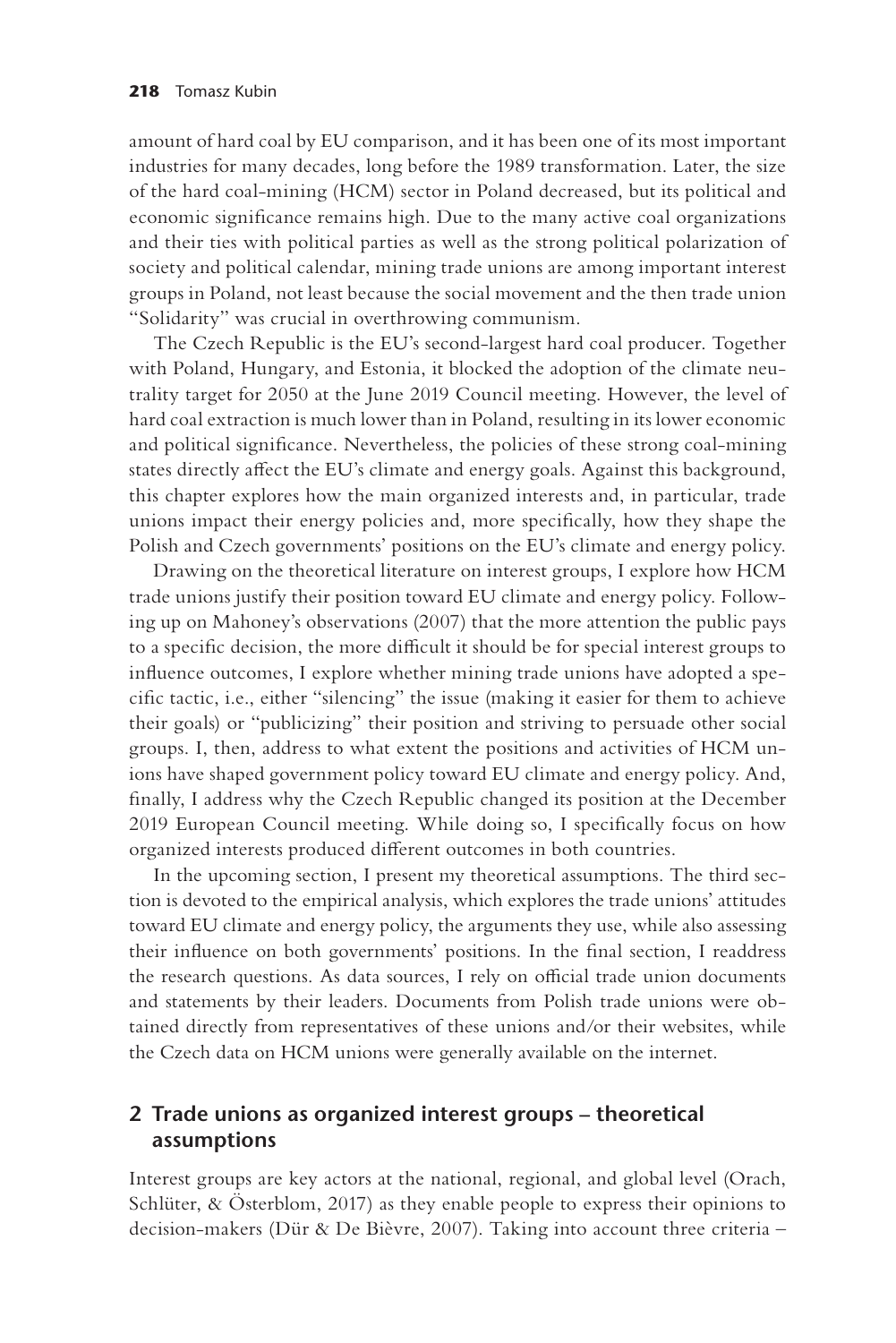amount of hard coal by EU comparison, and it has been one of its most important industries for many decades, long before the 1989 transformation. Later, the size of the hard coal-mining (HCM) sector in Poland decreased, but its political and economic significance remains high. Due to the many active coal organizations and their ties with political parties as well as the strong political polarization of society and political calendar, mining trade unions are among important interest groups in Poland, not least because the social movement and the then trade union "Solidarity" was crucial in overthrowing communism.

The Czech Republic is the EU's second-largest hard coal producer. Together with Poland, Hungary, and Estonia, it blocked the adoption of the climate neutrality target for 2050 at the June 2019 Council meeting. However, the level of hard coal extraction is much lower than in Poland, resulting in its lower economic and political significance. Nevertheless, the policies of these strong coal-mining states directly affect the EU's climate and energy goals. Against this background, this chapter explores how the main organized interests and, in particular, trade unions impact their energy policies and, more specifically, how they shape the Polish and Czech governments' positions on the EU's climate and energy policy.

Drawing on the theoretical literature on interest groups, I explore how HCM trade unions justify their position toward EU climate and energy policy. Following up on Mahoney's observations (2007) that the more attention the public pays to a specific decision, the more difficult it should be for special interest groups to influence outcomes, I explore whether mining trade unions have adopted a specific tactic, i.e., either "silencing" the issue (making it easier for them to achieve their goals) or "publicizing" their position and striving to persuade other social groups. I, then, address to what extent the positions and activities of HCM unions have shaped government policy toward EU climate and energy policy. And, finally, I address why the Czech Republic changed its position at the December 2019 European Council meeting. While doing so, I specifically focus on how organized interests produced different outcomes in both countries.

In the upcoming section, I present my theoretical assumptions. The third section is devoted to the empirical analysis, which explores the trade unions' attitudes toward EU climate and energy policy, the arguments they use, while also assessing their influence on both governments' positions. In the final section, I readdress the research questions. As data sources, I rely on official trade union documents and statements by their leaders. Documents from Polish trade unions were obtained directly from representatives of these unions and/or their websites, while the Czech data on HCM unions were generally available on the internet.

## 2 Trade unions as organized interest groups – theoretical assumptions

Interest groups are key actors at the national, regional, and global level (Orach, Schlüter, & Österblom, 2017) as they enable people to express their opinions to decision-makers (Dür & De Bièvre, 2007). Taking into account three criteria –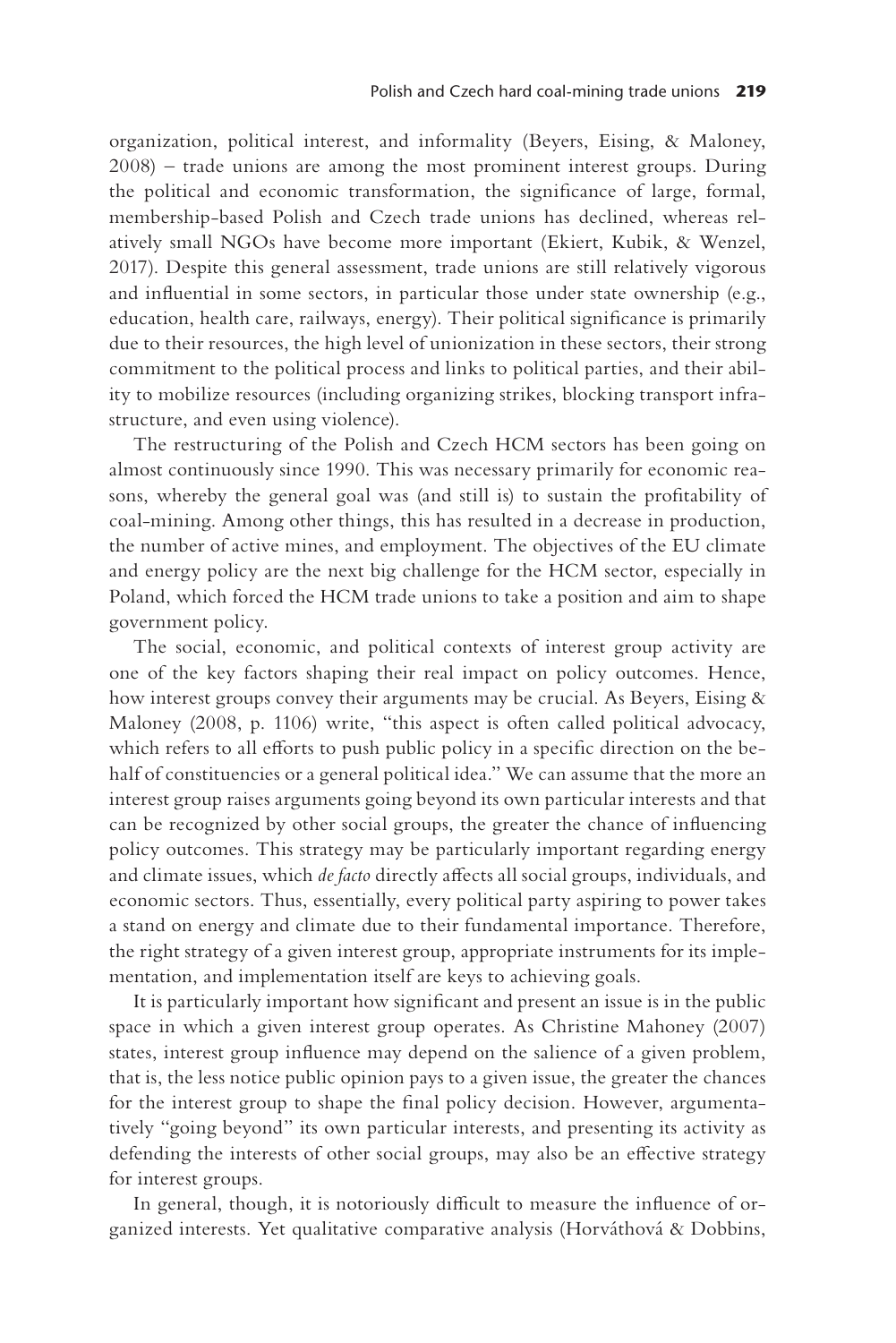organization, political interest, and informality (Beyers, Eising, & Maloney, 2008) – trade unions are among the most prominent interest groups. During the political and economic transformation, the significance of large, formal, membership-based Polish and Czech trade unions has declined, whereas relatively small NGOs have become more important (Ekiert, Kubik, & Wenzel, 2017). Despite this general assessment, trade unions are still relatively vigorous and influential in some sectors, in particular those under state ownership (e.g., education, health care, railways, energy). Their political significance is primarily due to their resources, the high level of unionization in these sectors, their strong commitment to the political process and links to political parties, and their ability to mobilize resources (including organizing strikes, blocking transport infrastructure, and even using violence).

The restructuring of the Polish and Czech HCM sectors has been going on almost continuously since 1990. This was necessary primarily for economic reasons, whereby the general goal was (and still is) to sustain the profitability of coal-mining. Among other things, this has resulted in a decrease in production, the number of active mines, and employment. The objectives of the EU climate and energy policy are the next big challenge for the HCM sector, especially in Poland, which forced the HCM trade unions to take a position and aim to shape government policy.

The social, economic, and political contexts of interest group activity are one of the key factors shaping their real impact on policy outcomes. Hence, how interest groups convey their arguments may be crucial. As Beyers, Eising & Maloney (2008, p. 1106) write, "this aspect is often called political advocacy, which refers to all efforts to push public policy in a specific direction on the behalf of constituencies or a general political idea." We can assume that the more an interest group raises arguments going beyond its own particular interests and that can be recognized by other social groups, the greater the chance of influencing policy outcomes. This strategy may be particularly important regarding energy and climate issues, which *de facto* directly affects all social groups, individuals, and economic sectors. Thus, essentially, every political party aspiring to power takes a stand on energy and climate due to their fundamental importance. Therefore, the right strategy of a given interest group, appropriate instruments for its implementation, and implementation itself are keys to achieving goals.

It is particularly important how significant and present an issue is in the public space in which a given interest group operates. As Christine Mahoney (2007) states, interest group influence may depend on the salience of a given problem, that is, the less notice public opinion pays to a given issue, the greater the chances for the interest group to shape the final policy decision. However, argumentatively "going beyond" its own particular interests, and presenting its activity as defending the interests of other social groups, may also be an effective strategy for interest groups.

In general, though, it is notoriously difficult to measure the influence of organized interests. Yet qualitative comparative analysis (Horváthová & Dobbins,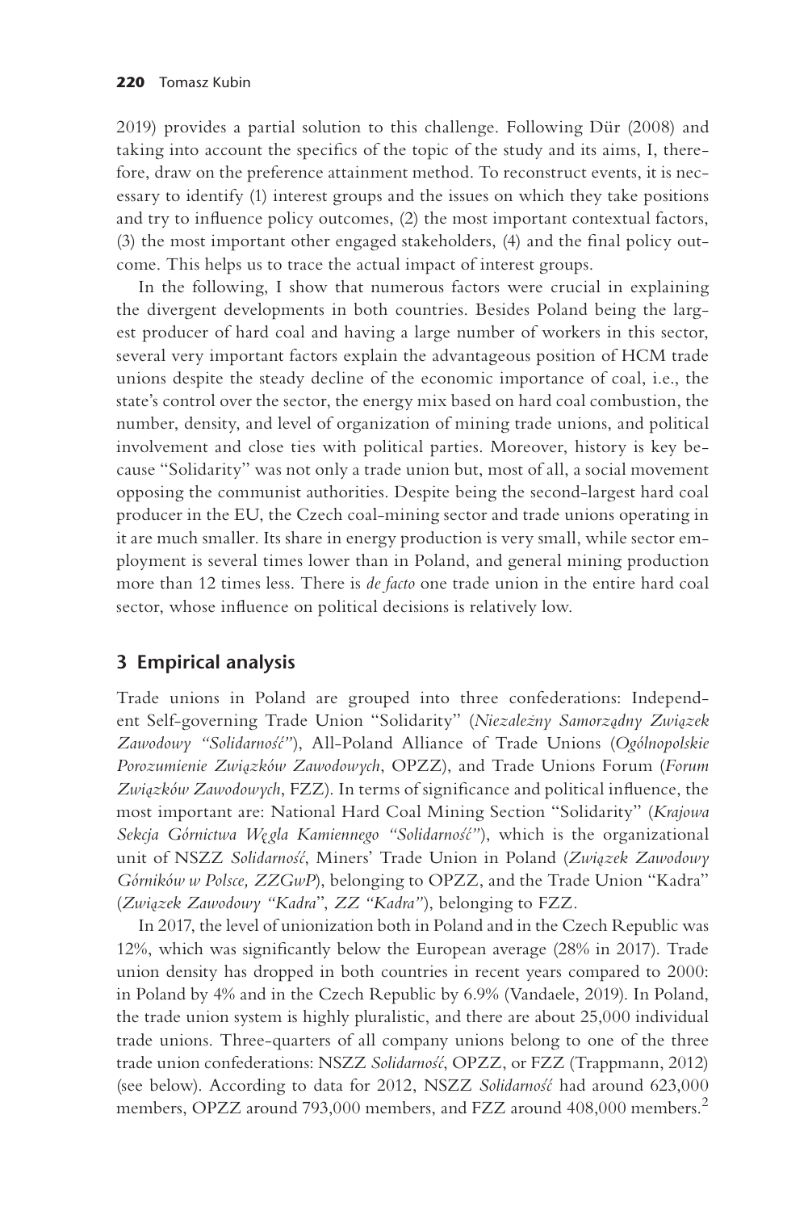2019) provides a partial solution to this challenge. Following Dür (2008) and taking into account the specifics of the topic of the study and its aims, I, therefore, draw on the preference attainment method. To reconstruct events, it is necessary to identify (1) interest groups and the issues on which they take positions and try to influence policy outcomes, (2) the most important contextual factors, (3) the most important other engaged stakeholders, (4) and the final policy outcome. This helps us to trace the actual impact of interest groups.

In the following, I show that numerous factors were crucial in explaining the divergent developments in both countries. Besides Poland being the largest producer of hard coal and having a large number of workers in this sector, several very important factors explain the advantageous position of HCM trade unions despite the steady decline of the economic importance of coal, i.e., the state's control over the sector, the energy mix based on hard coal combustion, the number, density, and level of organization of mining trade unions, and political involvement and close ties with political parties. Moreover, history is key because "Solidarity" was not only a trade union but, most of all, a social movement opposing the communist authorities. Despite being the second-largest hard coal producer in the EU, the Czech coal-mining sector and trade unions operating in it are much smaller. Its share in energy production is very small, while sector employment is several times lower than in Poland, and general mining production more than 12 times less. There is *de facto* one trade union in the entire hard coal sector, whose influence on political decisions is relatively low.

## 3 Empirical analysis

Trade unions in Poland are grouped into three confederations: Independent Self-governing Trade Union "Solidarity" (*Niezależny Samorządny Związek Zawodowy "Solidarność"*), All-Poland Alliance of Trade Unions (*Ogólnopolskie Porozumienie Związków Zawodowych*, OPZZ), and Trade Unions Forum (*Forum Związków Zawodowych*, FZZ). In terms of significance and political influence, the most important are: National Hard Coal Mining Section "Solidarity" (*Krajowa Sekcja Górnictwa Węgla Kamiennego "Solidarność"*), which is the organizational unit of NSZZ *Solidarność*, Miners' Trade Union in Poland (*Związek Zawodowy Górników w Polsce, ZZGwP*), belonging to OPZZ, and the Trade Union "Kadra" (*Związek Zawodowy "Kadra"*, *ZZ "Kadra"*), belonging to FZZ.

In 2017, the level of unionization both in Poland and in the Czech Republic was 12%, which was significantly below the European average (28% in 2017). Trade union density has dropped in both countries in recent years compared to 2000: in Poland by 4% and in the Czech Republic by 6.9% (Vandaele, 2019). In Poland, the trade union system is highly pluralistic, and there are about 25,000 individual trade unions. Three-quarters of all company unions belong to one of the three trade union confederations: NSZZ *Solidarność*, OPZZ, or FZZ (Trappmann, 2012) (see below). According to data for 2012, NSZZ *Solidarność* had around 623,000 members, OPZZ around 793,000 members, and FZZ around 408,000 members.[2]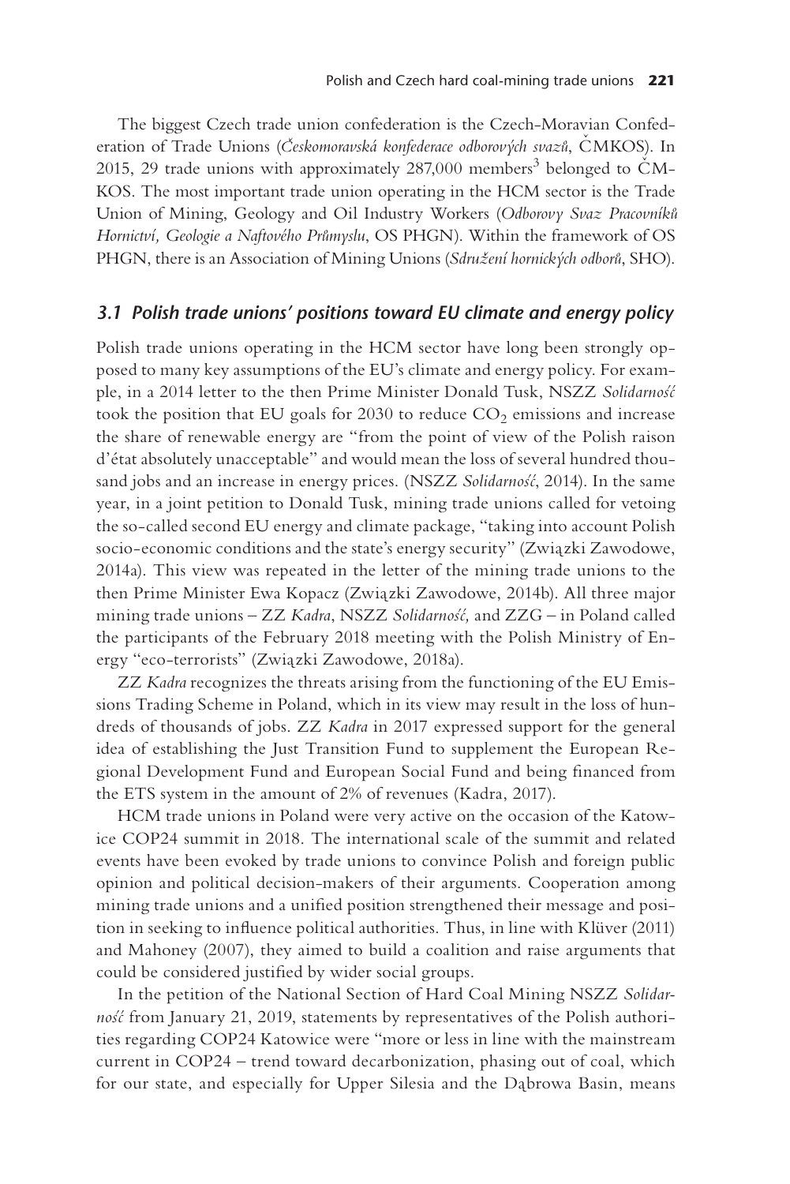The biggest Czech trade union confederation is the Czech-Moravian Confederation of Trade Unions (*Českomoravská konfederace odborových svazů*, ČMKOS). In 2015, 29 trade unions with approximately 287,000 members[3] belonged to ČMKOS. The most important trade union operating in the HCM sector is the Trade Union of Mining, Geology and Oil Industry Workers (*Odborovy Svaz Pracovníků Hornictví, Geologie a Naftového Průmyslu*, OS PHGN). Within the framework of OS PHGN, there is an Association of Mining Unions (*Sdružení hornických odborů*, SHO).

### 3.1 Polish trade unions' positions toward EU climate and energy policy

Polish trade unions operating in the HCM sector have long been strongly opposed to many key assumptions of the EU's climate and energy policy. For example, in a 2014 letter to the then Prime Minister Donald Tusk, NSZZ *Solidarność* took the position that EU goals for 2030 to reduce $CO_2$ emissions and increase the share of renewable energy are "from the point of view of the Polish raison d'état absolutely unacceptable" and would mean the loss of several hundred thousand jobs and an increase in energy prices. (NSZZ *Solidarność*, 2014). In the same year, in a joint petition to Donald Tusk, mining trade unions called for vetoing the so-called second EU energy and climate package, "taking into account Polish socio-economic conditions and the state's energy security" (Związki Zawodowe, 2014a). This view was repeated in the letter of the mining trade unions to the then Prime Minister Ewa Kopacz (Związki Zawodowe, 2014b). All three major mining trade unions – ZZ *Kadra*, NSZZ *Solidarność,* and ZZG – in Poland called the participants of the February 2018 meeting with the Polish Ministry of Energy "eco-terrorists" (Związki Zawodowe, 2018a).

ZZ *Kadra* recognizes the threats arising from the functioning of the EU Emissions Trading Scheme in Poland, which in its view may result in the loss of hundreds of thousands of jobs. ZZ *Kadra* in 2017 expressed support for the general idea of establishing the Just Transition Fund to supplement the European Regional Development Fund and European Social Fund and being financed from the ETS system in the amount of 2% of revenues (Kadra, 2017).

HCM trade unions in Poland were very active on the occasion of the Katowice COP24 summit in 2018. The international scale of the summit and related events have been evoked by trade unions to convince Polish and foreign public opinion and political decision-makers of their arguments. Cooperation among mining trade unions and a unified position strengthened their message and position in seeking to influence political authorities. Thus, in line with Klüver (2011) and Mahoney (2007), they aimed to build a coalition and raise arguments that could be considered justified by wider social groups.

In the petition of the National Section of Hard Coal Mining NSZZ *Solidarność* from January 21, 2019, statements by representatives of the Polish authorities regarding COP24 Katowice were "more or less in line with the mainstream current in COP24 – trend toward decarbonization, phasing out of coal, which for our state, and especially for Upper Silesia and the Dąbrowa Basin, means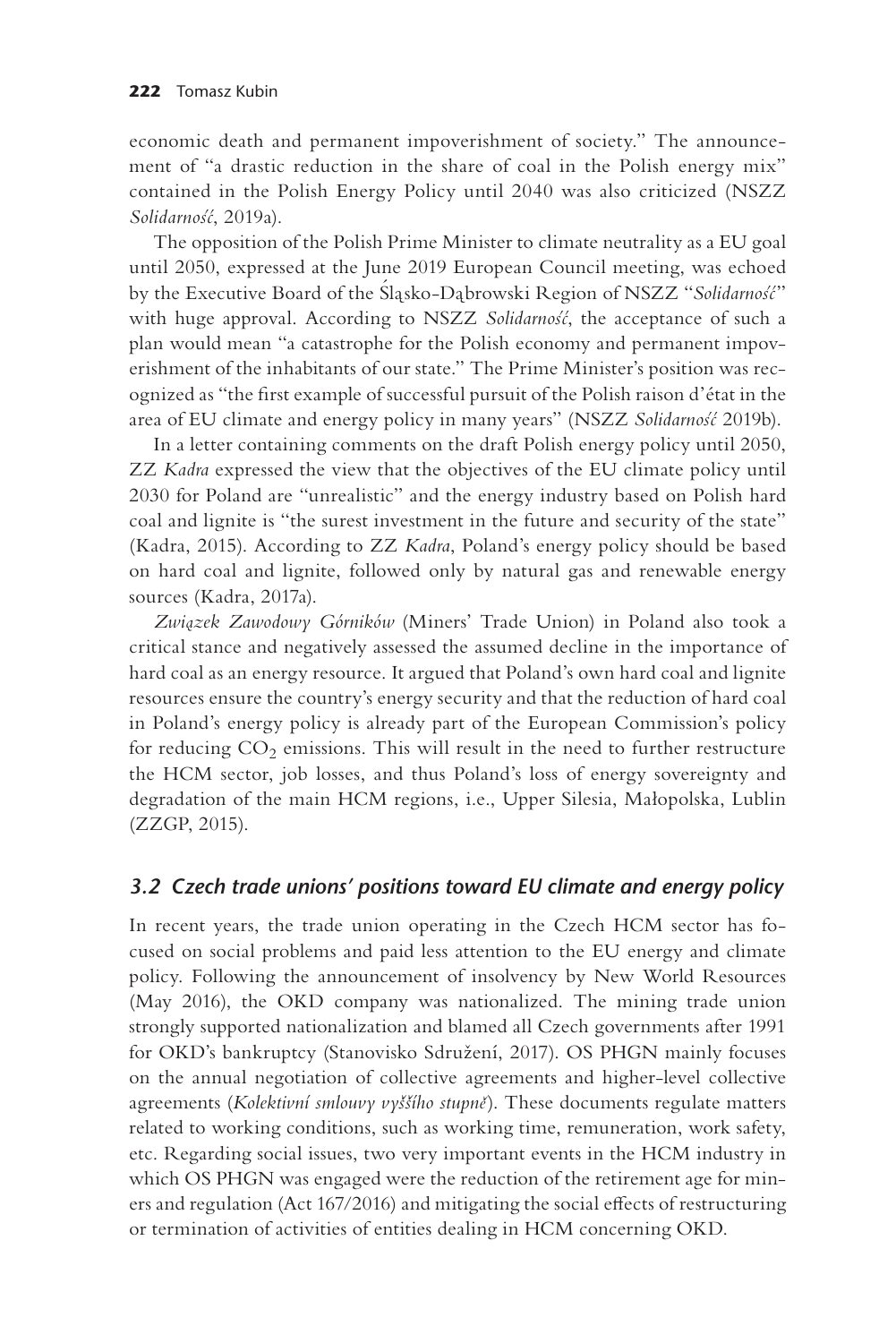economic death and permanent impoverishment of society." The announcement of "a drastic reduction in the share of coal in the Polish energy mix" contained in the Polish Energy Policy until 2040 was also criticized (NSZZ *Solidarność*, 2019a).

The opposition of the Polish Prime Minister to climate neutrality as a EU goal until 2050, expressed at the June 2019 European Council meeting, was echoed by the Executive Board of the Śląsko-Dąbrowski Region of NSZZ "*Solidarność*" with huge approval. According to NSZZ *Solidarność*, the acceptance of such a plan would mean "a catastrophe for the Polish economy and permanent impoverishment of the inhabitants of our state." The Prime Minister's position was recognized as "the first example of successful pursuit of the Polish raison d'état in the area of EU climate and energy policy in many years" (NSZZ *Solidarność* 2019b).

In a letter containing comments on the draft Polish energy policy until 2050, ZZ *Kadra* expressed the view that the objectives of the EU climate policy until 2030 for Poland are "unrealistic" and the energy industry based on Polish hard coal and lignite is "the surest investment in the future and security of the state" (Kadra, 2015). According to ZZ *Kadra*, Poland's energy policy should be based on hard coal and lignite, followed only by natural gas and renewable energy sources (Kadra, 2017a).

*Związek Zawodowy Górników* (Miners' Trade Union) in Poland also took a critical stance and negatively assessed the assumed decline in the importance of hard coal as an energy resource. It argued that Poland's own hard coal and lignite resources ensure the country's energy security and that the reduction of hard coal in Poland's energy policy is already part of the European Commission's policy for reducing $CO_2$ emissions. This will result in the need to further restructure the HCM sector, job losses, and thus Poland's loss of energy sovereignty and degradation of the main HCM regions, i.e., Upper Silesia, Małopolska, Lublin (ZZGP, 2015).

### *3.2 Czech trade unions' positions toward EU climate and energy policy*

In recent years, the trade union operating in the Czech HCM sector has focused on social problems and paid less attention to the EU energy and climate policy. Following the announcement of insolvency by New World Resources (May 2016), the OKD company was nationalized. The mining trade union strongly supported nationalization and blamed all Czech governments after 1991 for OKD's bankruptcy (Stanovisko Sdružení, 2017). OS PHGN mainly focuses on the annual negotiation of collective agreements and higher-level collective agreements (*Kolektivní smlouvy vyššího stupně*). These documents regulate matters related to working conditions, such as working time, remuneration, work safety, etc. Regarding social issues, two very important events in the HCM industry in which OS PHGN was engaged were the reduction of the retirement age for miners and regulation (Act 167/2016) and mitigating the social effects of restructuring or termination of activities of entities dealing in HCM concerning OKD.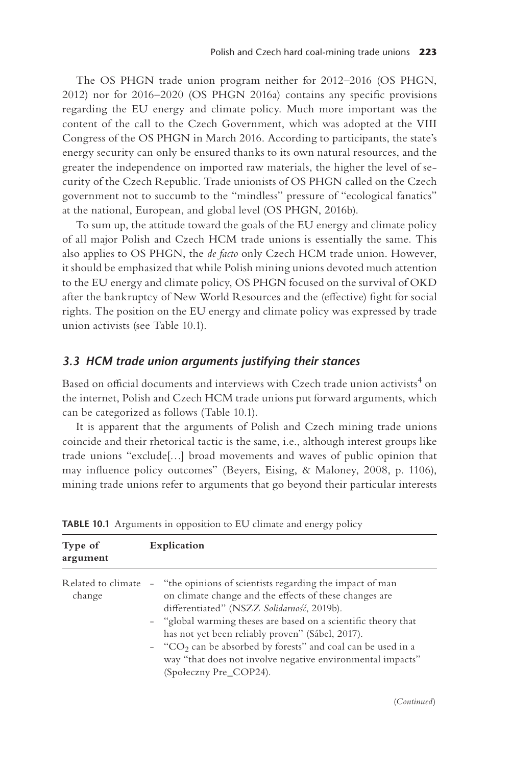The OS PHGN trade union program neither for 2012–2016 (OS PHGN, 2012) nor for 2016–2020 (OS PHGN 2016a) contains any specific provisions regarding the EU energy and climate policy. Much more important was the content of the call to the Czech Government, which was adopted at the VIII Congress of the OS PHGN in March 2016. According to participants, the state's energy security can only be ensured thanks to its own natural resources, and the greater the independence on imported raw materials, the higher the level of security of the Czech Republic. Trade unionists of OS PHGN called on the Czech government not to succumb to the "mindless" pressure of "ecological fanatics" at the national, European, and global level (OS PHGN, 2016b).

To sum up, the attitude toward the goals of the EU energy and climate policy of all major Polish and Czech HCM trade unions is essentially the same. This also applies to OS PHGN, the *de facto* only Czech HCM trade union. However, it should be emphasized that while Polish mining unions devoted much attention to the EU energy and climate policy, OS PHGN focused on the survival of OKD after the bankruptcy of New World Resources and the (effective) fight for social rights. The position on the EU energy and climate policy was expressed by trade union activists (see Table 10.1).

### *3.3 HCM trade union arguments justifying their stances*

Based on official documents and interviews with Czech trade union activists[4] on the internet, Polish and Czech HCM trade unions put forward arguments, which can be categorized as follows (Table 10.1).

It is apparent that the arguments of Polish and Czech mining trade unions coincide and their rhetorical tactic is the same, i.e., although interest groups like trade unions "exclude[…] broad movements and waves of public opinion that may influence policy outcomes" (Beyers, Eising, & Maloney, 2008, p. 1106), mining trade unions refer to arguments that go beyond their particular interests

**TABLE 10.1** Arguments in opposition to EU climate and energy policy

| Type of argument | Explication |
|---|---|
| Related to climate change | - "the opinions of scientists regarding the impact of man on climate change and the effects of these changes are differentiated" (NSZZ *Solidarność*, 2019b).<br>- "global warming theses are based on a scientific theory that has not yet been reliably proven" (Sábel, 2017).<br>- "$CO_2$ can be absorbed by forests" and coal can be used in a way "that does not involve negative environmental impacts" (Społeczny Pre_COP24). |

(*Continued*)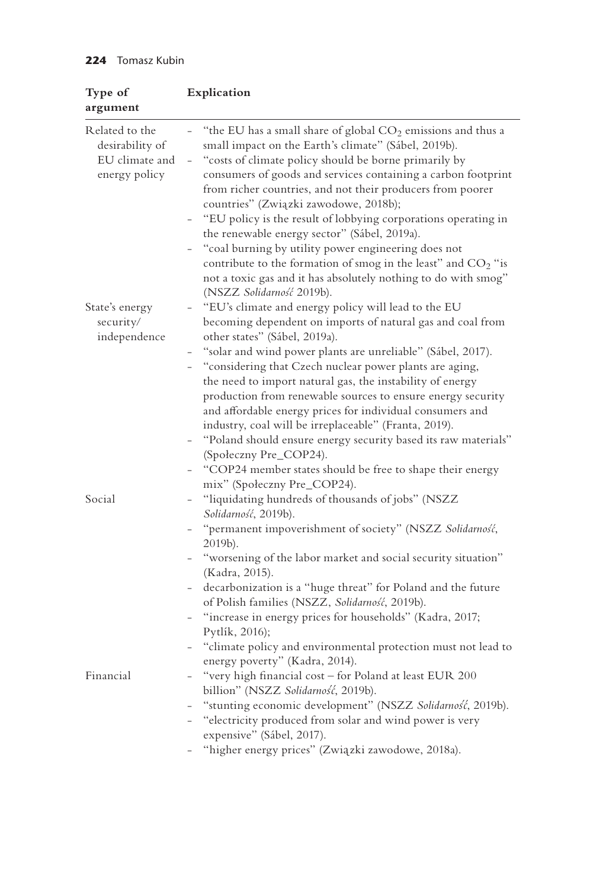| Type of argument | Explication |
|---|---|
| Related to the desirability of EU climate and energy policy | - "the EU has a small share of global $CO_2$ emissions and thus a small impact on the Earth's climate" (Sábel, 2019b).<br>- "costs of climate policy should be borne primarily by consumers of goods and services containing a carbon footprint from richer countries, and not their producers from poorer countries" (Związki zawodowe, 2018b);<br>- "EU policy is the result of lobbying corporations operating in the renewable energy sector" (Sábel, 2019a).<br>- "coal burning by utility power engineering does not contribute to the formation of smog in the least" and $CO_2$ "is not a toxic gas and it has absolutely nothing to do with smog" (NSZZ *Solidarność* 2019b). |
| State's energy security/ independence | - "EU's climate and energy policy will lead to the EU becoming dependent on imports of natural gas and coal from other states" (Sábel, 2019a).<br>- "solar and wind power plants are unreliable" (Sábel, 2017).<br>- "considering that Czech nuclear power plants are aging, the need to import natural gas, the instability of energy production from renewable sources to ensure energy security and affordable energy prices for individual consumers and industry, coal will be irreplaceable" (Franta, 2019).<br>- "Poland should ensure energy security based its raw materials" (Społeczny Pre_COP24).<br>- "COP24 member states should be free to shape their energy mix" (Społeczny Pre_COP24). |
| Social | - "liquidating hundreds of thousands of jobs" (NSZZ *Solidarność*, 2019b).<br>- "permanent impoverishment of society" (NSZZ *Solidarność*, 2019b).<br>- "worsening of the labor market and social security situation" (Kadra, 2015).<br>- decarbonization is a "huge threat" for Poland and the future of Polish families (NSZZ, *Solidarność*, 2019b).<br>- "increase in energy prices for households" (Kadra, 2017; Pytlík, 2016);<br>- "climate policy and environmental protection must not lead to energy poverty" (Kadra, 2014). |
| Financial | - "very high financial cost – for Poland at least EUR 200 billion" (NSZZ *Solidarność*, 2019b).<br>- "stunting economic development" (NSZZ *Solidarność*, 2019b).<br>- "electricity produced from solar and wind power is very expensive" (Sábel, 2017).<br>- "higher energy prices" (Związki zawodowe, 2018a). |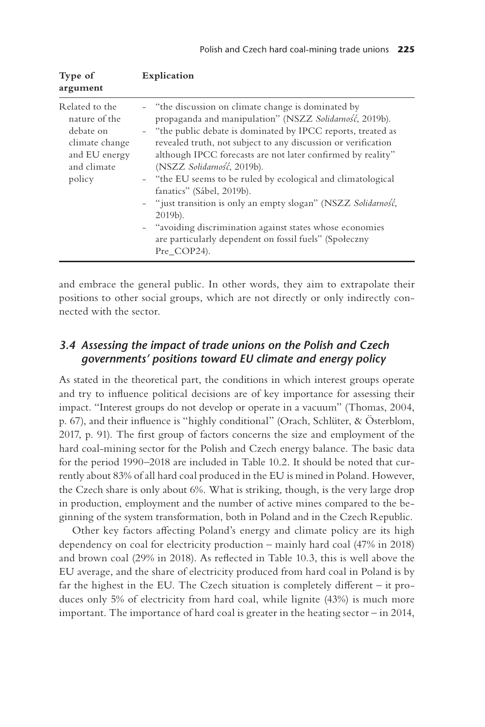| Type of argument | Explication |
|---|---|
| Related to the nature of the debate on climate change and EU energy and climate policy | - "the discussion on climate change is dominated by propaganda and manipulation" (NSZZ *Solidarność*, 2019b).<br>- "the public debate is dominated by IPCC reports, treated as revealed truth, not subject to any discussion or verification although IPCC forecasts are not later confirmed by reality" (NSZZ *Solidarność*, 2019b).<br>- "the EU seems to be ruled by ecological and climatological fanatics" (Sábel, 2019b).<br>- "just transition is only an empty slogan" (NSZZ *Solidarność*, 2019b).<br>- "avoiding discrimination against states whose economies are particularly dependent on fossil fuels" (Społeczny Pre_COP24). |

and embrace the general public. In other words, they aim to extrapolate their positions to other social groups, which are not directly or only indirectly connected with the sector.

### *3.4 Assessing the impact of trade unions on the Polish and Czech governments' positions toward EU climate and energy policy*

As stated in the theoretical part, the conditions in which interest groups operate and try to influence political decisions are of key importance for assessing their impact. "Interest groups do not develop or operate in a vacuum" (Thomas, 2004, p. 67), and their influence is "highly conditional" (Orach, Schlüter, & Österblom, 2017, p. 91). The first group of factors concerns the size and employment of the hard coal-mining sector for the Polish and Czech energy balance. The basic data for the period 1990–2018 are included in Table 10.2. It should be noted that currently about 83% of all hard coal produced in the EU is mined in Poland. However, the Czech share is only about 6%. What is striking, though, is the very large drop in production, employment and the number of active mines compared to the beginning of the system transformation, both in Poland and in the Czech Republic.

Other key factors affecting Poland's energy and climate policy are its high dependency on coal for electricity production – mainly hard coal (47% in 2018) and brown coal (29% in 2018). As reflected in Table 10.3, this is well above the EU average, and the share of electricity produced from hard coal in Poland is by far the highest in the EU. The Czech situation is completely different – it produces only 5% of electricity from hard coal, while lignite (43%) is much more important. The importance of hard coal is greater in the heating sector – in 2014,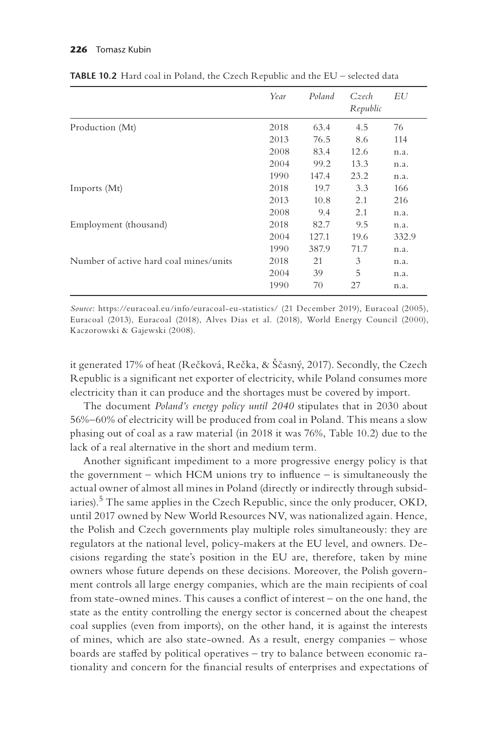**TABLE 10.2** Hard coal in Poland, the Czech Republic and the EU – selected data

| | *Year* | *Poland* | *Czech Republic* | *EU* |
|---|---|---|---|---|
| Production (Mt) | 2018 | 63.4 | 4.5 | 76 |
| | 2013 | 76.5 | 8.6 | 114 |
| | 2008 | 83.4 | 12.6 | n.a. |
| | 2004 | 99.2 | 13.3 | n.a. |
| | 1990 | 147.4 | 23.2 | n.a. |
| Imports (Mt) | 2018 | 19.7 | 3.3 | 166 |
| | 2013 | 10.8 | 2.1 | 216 |
| | 2008 | 9.4 | 2.1 | n.a. |
| Employment (thousand) | 2018 | 82.7 | 9.5 | n.a. |
| | 2004 | 127.1 | 19.6 | 332.9 |
| | 1990 | 387.9 | 71.7 | n.a. |
| Number of active hard coal mines/units | 2018 | 21 | 3 | n.a. |
| | 2004 | 39 | 5 | n.a. |
| | 1990 | 70 | 27 | n.a. |

*Source*: https://euracoal.eu/info/euracoal-eu-statistics/ (21 December 2019), Euracoal (2005), Euracoal (2013), Euracoal (2018), Alves Dias et al. (2018), World Energy Council (2000), Kaczorowski & Gajewski (2008).

it generated 17% of heat (Rečková, Rečka, & Ščasný, 2017). Secondly, the Czech Republic is a significant net exporter of electricity, while Poland consumes more electricity than it can produce and the shortages must be covered by import.

The document *Poland's energy policy until 2040* stipulates that in 2030 about 56%–60% of electricity will be produced from coal in Poland. This means a slow phasing out of coal as a raw material (in 2018 it was 76%, Table 10.2) due to the lack of a real alternative in the short and medium term.

Another significant impediment to a more progressive energy policy is that the government – which HCM unions try to influence – is simultaneously the actual owner of almost all mines in Poland (directly or indirectly through subsidiaries).[5] The same applies in the Czech Republic, since the only producer, OKD, until 2017 owned by New World Resources NV, was nationalized again. Hence, the Polish and Czech governments play multiple roles simultaneously: they are regulators at the national level, policy-makers at the EU level, and owners. Decisions regarding the state's position in the EU are, therefore, taken by mine owners whose future depends on these decisions. Moreover, the Polish government controls all large energy companies, which are the main recipients of coal from state-owned mines. This causes a conflict of interest – on the one hand, the state as the entity controlling the energy sector is concerned about the cheapest coal supplies (even from imports), on the other hand, it is against the interests of mines, which are also state-owned. As a result, energy companies – whose boards are staffed by political operatives – try to balance between economic rationality and concern for the financial results of enterprises and expectations of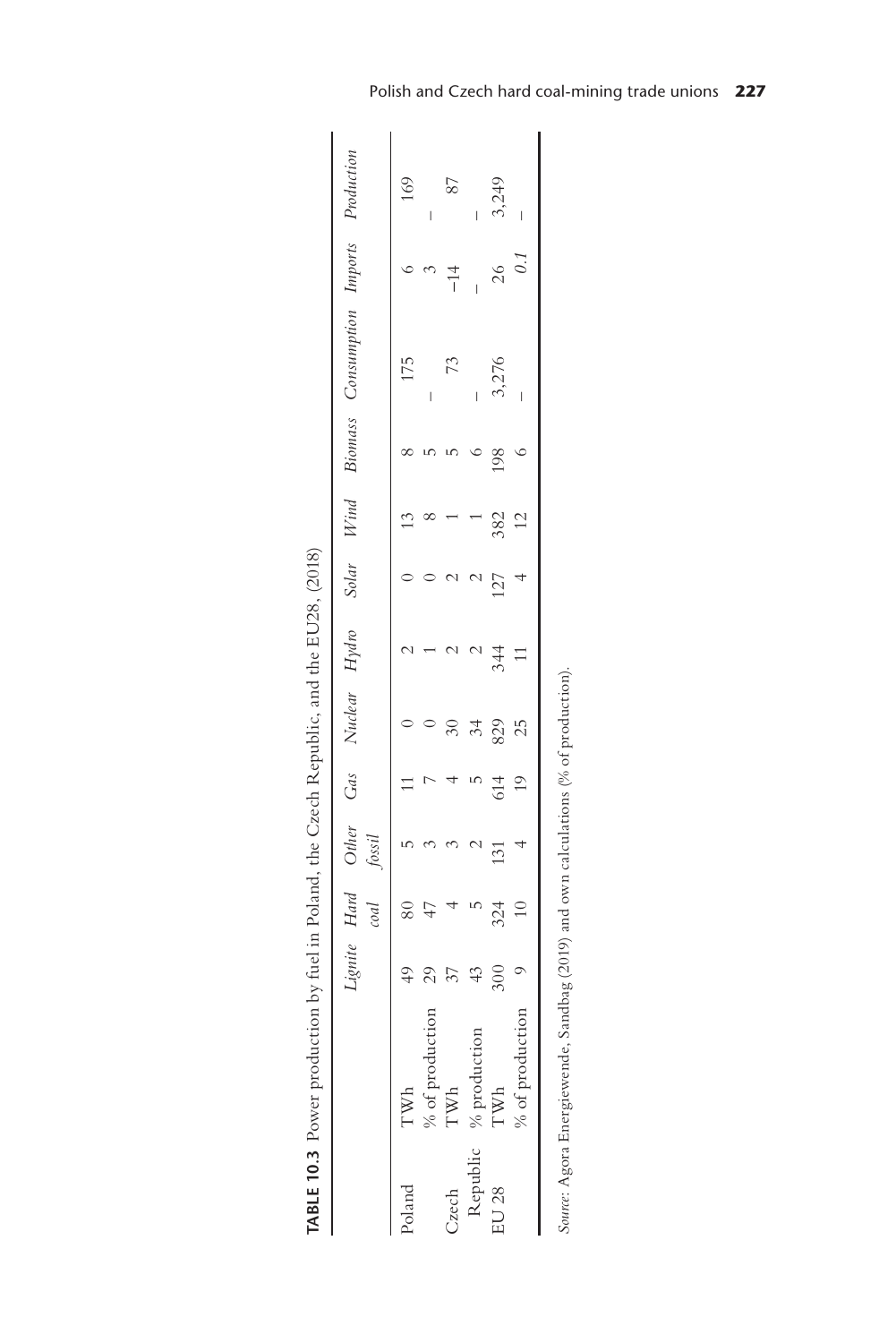**TABLE 10.3** Power production by fuel in Poland, the Czech Republic, and the EU28, (2018)

| | | *Lignite* | *Hard coal* | *Other fossil* | *Gas* | *Nuclear* | *Hydro* | *Solar* | *Wind* | *Biomass* | *Consumption* | *Imports* | *Production* |
|---|---|---|---|---|---|---|---|---|---|---|---|---|---|
| Poland | TWh | 49 | 80 | 5 | 11 | 0 | 2 | 0 | 13 | 8 | 175 | 6 | 169 |
| | % of production | 29 | 47 | 3 | 7 | 0 | 1 | 0 | 8 | 5 | – | 3 | – |
| Czech Republic | TWh | 37 | 4 | 3 | 4 | 30 | 2 | 2 | 1 | 5 | 73 | −14 | 87 |
| | % production | 43 | 5 | 2 | 5 | 34 | 2 | 2 | 1 | 6 | – | – | – |
| EU 28 | TWh | 300 | 324 | 131 | 614 | 829 | 344 | 127 | 382 | 198 | 3,276 | 26 | 3,249 |
| | % of production | 9 | 10 | 4 | 19 | 25 | 11 | 4 | 12 | 6 | – | *0.1* | – |

*Source*: Agora Energiewende, Sandbag (2019) and own calculations (% of production).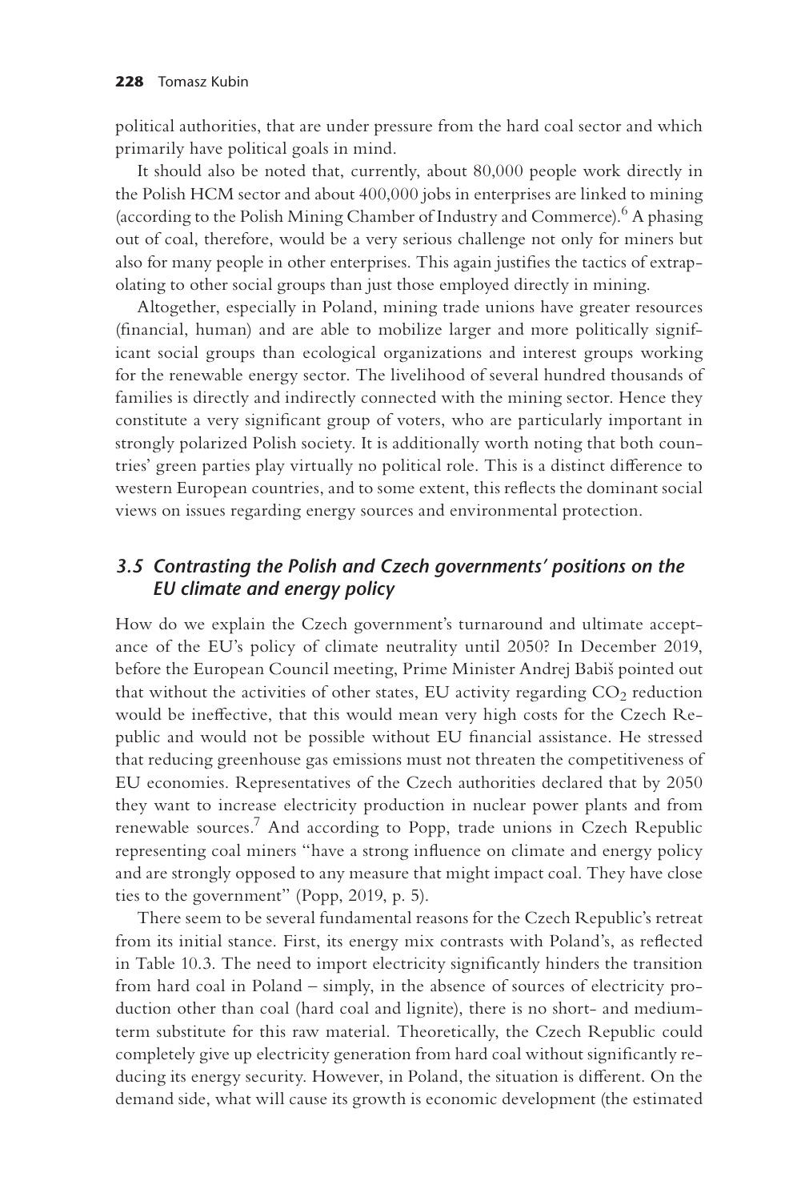political authorities, that are under pressure from the hard coal sector and which primarily have political goals in mind.

It should also be noted that, currently, about 80,000 people work directly in the Polish HCM sector and about 400,000 jobs in enterprises are linked to mining (according to the Polish Mining Chamber of Industry and Commerce).[6] A phasing out of coal, therefore, would be a very serious challenge not only for miners but also for many people in other enterprises. This again justifies the tactics of extrapolating to other social groups than just those employed directly in mining.

Altogether, especially in Poland, mining trade unions have greater resources (financial, human) and are able to mobilize larger and more politically significant social groups than ecological organizations and interest groups working for the renewable energy sector. The livelihood of several hundred thousands of families is directly and indirectly connected with the mining sector. Hence they constitute a very significant group of voters, who are particularly important in strongly polarized Polish society. It is additionally worth noting that both countries' green parties play virtually no political role. This is a distinct difference to western European countries, and to some extent, this reflects the dominant social views on issues regarding energy sources and environmental protection.

### *3.5 Contrasting the Polish and Czech governments' positions on the EU climate and energy policy*

How do we explain the Czech government's turnaround and ultimate acceptance of the EU's policy of climate neutrality until 2050? In December 2019, before the European Council meeting, Prime Minister Andrej Babiš pointed out that without the activities of other states, EU activity regarding $CO_2$ reduction would be ineffective, that this would mean very high costs for the Czech Republic and would not be possible without EU financial assistance. He stressed that reducing greenhouse gas emissions must not threaten the competitiveness of EU economies. Representatives of the Czech authorities declared that by 2050 they want to increase electricity production in nuclear power plants and from renewable sources.[7] And according to Popp, trade unions in Czech Republic representing coal miners "have a strong influence on climate and energy policy and are strongly opposed to any measure that might impact coal. They have close ties to the government" (Popp, 2019, p. 5).

There seem to be several fundamental reasons for the Czech Republic's retreat from its initial stance. First, its energy mix contrasts with Poland's, as reflected in Table 10.3. The need to import electricity significantly hinders the transition from hard coal in Poland – simply, in the absence of sources of electricity production other than coal (hard coal and lignite), there is no short- and medium-term substitute for this raw material. Theoretically, the Czech Republic could completely give up electricity generation from hard coal without significantly reducing its energy security. However, in Poland, the situation is different. On the demand side, what will cause its growth is economic development (the estimated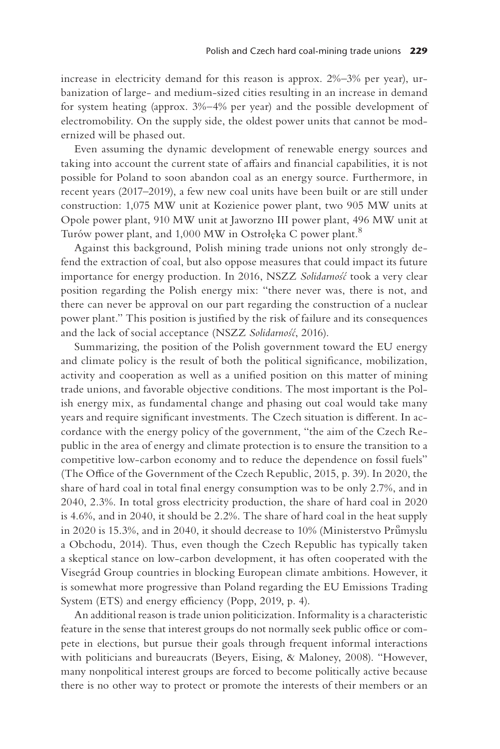increase in electricity demand for this reason is approx. 2%–3% per year), urbanization of large- and medium-sized cities resulting in an increase in demand for system heating (approx. 3%–4% per year) and the possible development of electromobility. On the supply side, the oldest power units that cannot be modernized will be phased out.

Even assuming the dynamic development of renewable energy sources and taking into account the current state of affairs and financial capabilities, it is not possible for Poland to soon abandon coal as an energy source. Furthermore, in recent years (2017–2019), a few new coal units have been built or are still under construction: 1,075 MW unit at Kozienice power plant, two 905 MW units at Opole power plant, 910 MW unit at Jaworzno III power plant, 496 MW unit at Turów power plant, and 1,000 MW in Ostrołęka C power plant.[8]

Against this background, Polish mining trade unions not only strongly defend the extraction of coal, but also oppose measures that could impact its future importance for energy production. In 2016, NSZZ *Solidarność* took a very clear position regarding the Polish energy mix: "there never was, there is not, and there can never be approval on our part regarding the construction of a nuclear power plant." This position is justified by the risk of failure and its consequences and the lack of social acceptance (NSZZ *Solidarność*, 2016).

Summarizing, the position of the Polish government toward the EU energy and climate policy is the result of both the political significance, mobilization, activity and cooperation as well as a unified position on this matter of mining trade unions, and favorable objective conditions. The most important is the Polish energy mix, as fundamental change and phasing out coal would take many years and require significant investments. The Czech situation is different. In accordance with the energy policy of the government, "the aim of the Czech Republic in the area of energy and climate protection is to ensure the transition to a competitive low-carbon economy and to reduce the dependence on fossil fuels" (The Office of the Government of the Czech Republic, 2015, p. 39). In 2020, the share of hard coal in total final energy consumption was to be only 2.7%, and in 2040, 2.3%. In total gross electricity production, the share of hard coal in 2020 is 4.6%, and in 2040, it should be 2.2%. The share of hard coal in the heat supply in 2020 is 15.3%, and in 2040, it should decrease to 10% (Ministerstvo Průmyslu a Obchodu, 2014). Thus, even though the Czech Republic has typically taken a skeptical stance on low-carbon development, it has often cooperated with the Visegrád Group countries in blocking European climate ambitions. However, it is somewhat more progressive than Poland regarding the EU Emissions Trading System (ETS) and energy efficiency (Popp, 2019, p. 4).

An additional reason is trade union politicization. Informality is a characteristic feature in the sense that interest groups do not normally seek public office or compete in elections, but pursue their goals through frequent informal interactions with politicians and bureaucrats (Beyers, Eising, & Maloney, 2008). "However, many nonpolitical interest groups are forced to become politically active because there is no other way to protect or promote the interests of their members or an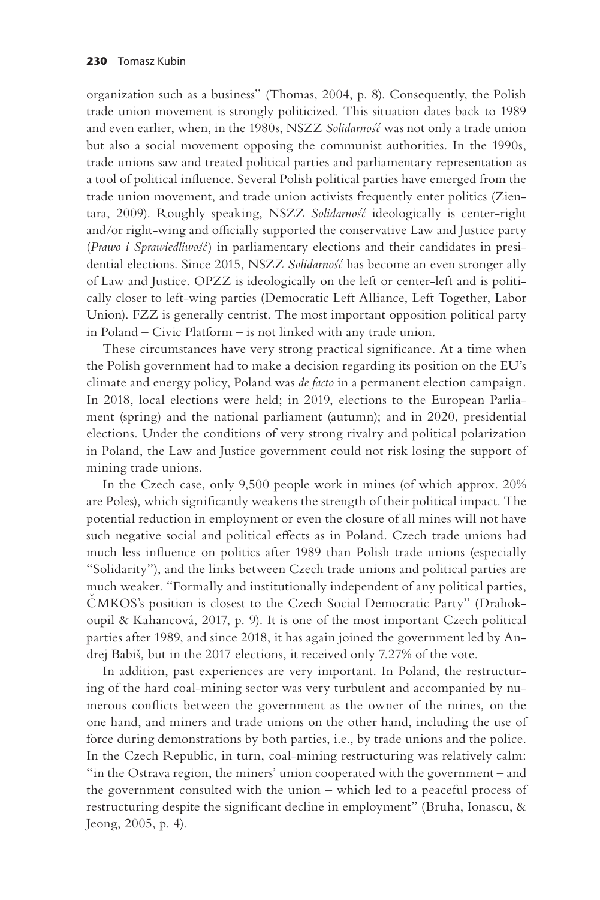organization such as a business" (Thomas, 2004, p. 8). Consequently, the Polish trade union movement is strongly politicized. This situation dates back to 1989 and even earlier, when, in the 1980s, NSZZ *Solidarność* was not only a trade union but also a social movement opposing the communist authorities. In the 1990s, trade unions saw and treated political parties and parliamentary representation as a tool of political influence. Several Polish political parties have emerged from the trade union movement, and trade union activists frequently enter politics (Zientara, 2009). Roughly speaking, NSZZ *Solidarność* ideologically is center-right and/or right-wing and officially supported the conservative Law and Justice party (*Prawo i Sprawiedliwość*) in parliamentary elections and their candidates in presidential elections. Since 2015, NSZZ *Solidarność* has become an even stronger ally of Law and Justice. OPZZ is ideologically on the left or center-left and is politically closer to left-wing parties (Democratic Left Alliance, Left Together, Labor Union). FZZ is generally centrist. The most important opposition political party in Poland – Civic Platform – is not linked with any trade union.

These circumstances have very strong practical significance. At a time when the Polish government had to make a decision regarding its position on the EU's climate and energy policy, Poland was *de facto* in a permanent election campaign. In 2018, local elections were held; in 2019, elections to the European Parliament (spring) and the national parliament (autumn); and in 2020, presidential elections. Under the conditions of very strong rivalry and political polarization in Poland, the Law and Justice government could not risk losing the support of mining trade unions.

In the Czech case, only 9,500 people work in mines (of which approx. 20% are Poles), which significantly weakens the strength of their political impact. The potential reduction in employment or even the closure of all mines will not have such negative social and political effects as in Poland. Czech trade unions had much less influence on politics after 1989 than Polish trade unions (especially "Solidarity"), and the links between Czech trade unions and political parties are much weaker. "Formally and institutionally independent of any political parties, ČMKOS's position is closest to the Czech Social Democratic Party" (Drahokoupil & Kahancová, 2017, p. 9). It is one of the most important Czech political parties after 1989, and since 2018, it has again joined the government led by Andrej Babiš, but in the 2017 elections, it received only 7.27% of the vote.

In addition, past experiences are very important. In Poland, the restructuring of the hard coal-mining sector was very turbulent and accompanied by numerous conflicts between the government as the owner of the mines, on the one hand, and miners and trade unions on the other hand, including the use of force during demonstrations by both parties, i.e., by trade unions and the police. In the Czech Republic, in turn, coal-mining restructuring was relatively calm: "in the Ostrava region, the miners' union cooperated with the government – and the government consulted with the union – which led to a peaceful process of restructuring despite the significant decline in employment" (Bruha, Ionascu, & Jeong, 2005, p. 4).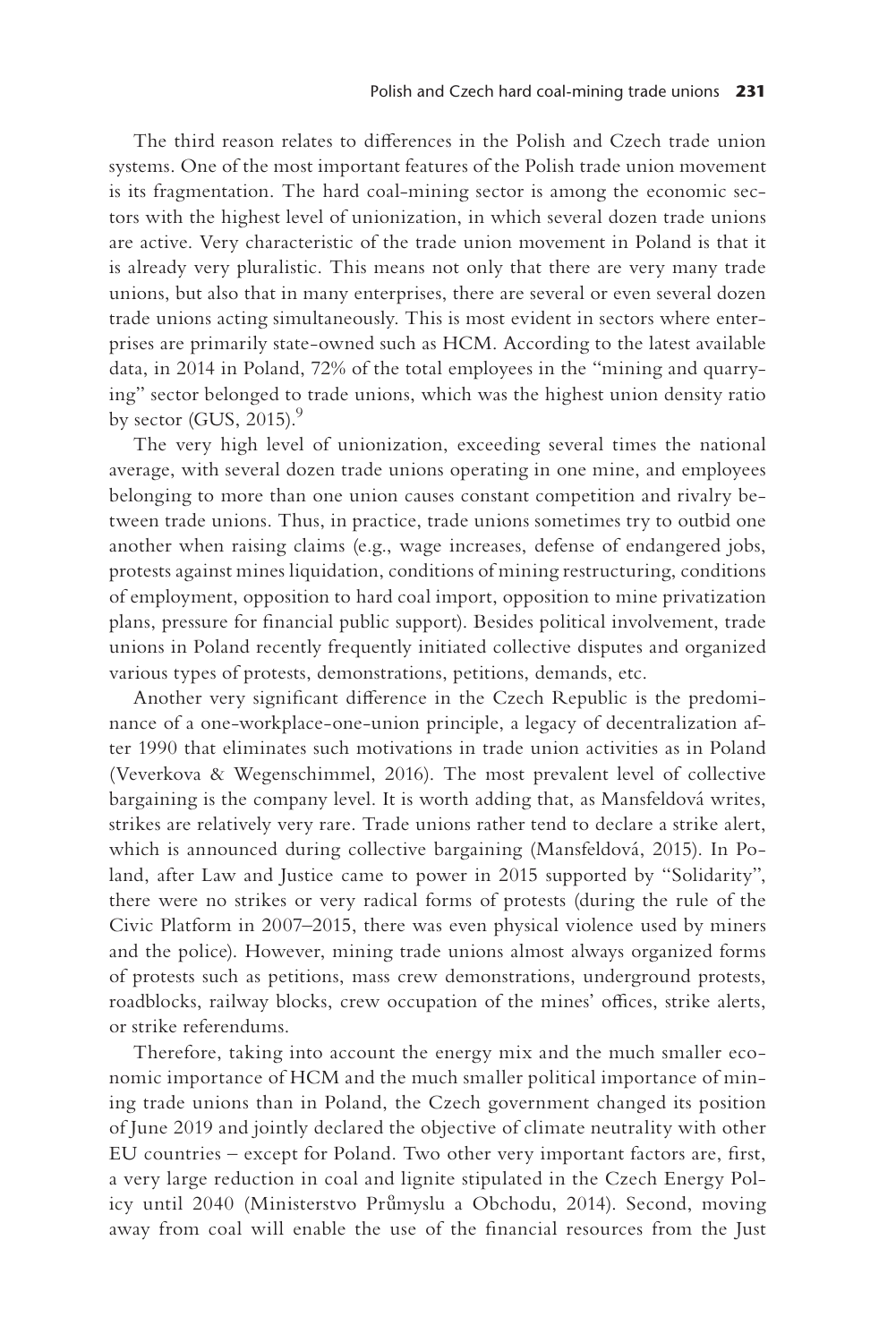The third reason relates to differences in the Polish and Czech trade union systems. One of the most important features of the Polish trade union movement is its fragmentation. The hard coal-mining sector is among the economic sectors with the highest level of unionization, in which several dozen trade unions are active. Very characteristic of the trade union movement in Poland is that it is already very pluralistic. This means not only that there are very many trade unions, but also that in many enterprises, there are several or even several dozen trade unions acting simultaneously. This is most evident in sectors where enterprises are primarily state-owned such as HCM. According to the latest available data, in 2014 in Poland, 72% of the total employees in the "mining and quarrying" sector belonged to trade unions, which was the highest union density ratio by sector (GUS, 2015).[9]

The very high level of unionization, exceeding several times the national average, with several dozen trade unions operating in one mine, and employees belonging to more than one union causes constant competition and rivalry between trade unions. Thus, in practice, trade unions sometimes try to outbid one another when raising claims (e.g., wage increases, defense of endangered jobs, protests against mines liquidation, conditions of mining restructuring, conditions of employment, opposition to hard coal import, opposition to mine privatization plans, pressure for financial public support). Besides political involvement, trade unions in Poland recently frequently initiated collective disputes and organized various types of protests, demonstrations, petitions, demands, etc.

Another very significant difference in the Czech Republic is the predominance of a one-workplace-one-union principle, a legacy of decentralization after 1990 that eliminates such motivations in trade union activities as in Poland (Veverkova & Wegenschimmel, 2016). The most prevalent level of collective bargaining is the company level. It is worth adding that, as Mansfeldová writes, strikes are relatively very rare. Trade unions rather tend to declare a strike alert, which is announced during collective bargaining (Mansfeldová, 2015). In Poland, after Law and Justice came to power in 2015 supported by "Solidarity", there were no strikes or very radical forms of protests (during the rule of the Civic Platform in 2007–2015, there was even physical violence used by miners and the police). However, mining trade unions almost always organized forms of protests such as petitions, mass crew demonstrations, underground protests, roadblocks, railway blocks, crew occupation of the mines' offices, strike alerts, or strike referendums.

Therefore, taking into account the energy mix and the much smaller economic importance of HCM and the much smaller political importance of mining trade unions than in Poland, the Czech government changed its position of June 2019 and jointly declared the objective of climate neutrality with other EU countries – except for Poland. Two other very important factors are, first, a very large reduction in coal and lignite stipulated in the Czech Energy Policy until 2040 (Ministerstvo Průmyslu a Obchodu, 2014). Second, moving away from coal will enable the use of the financial resources from the Just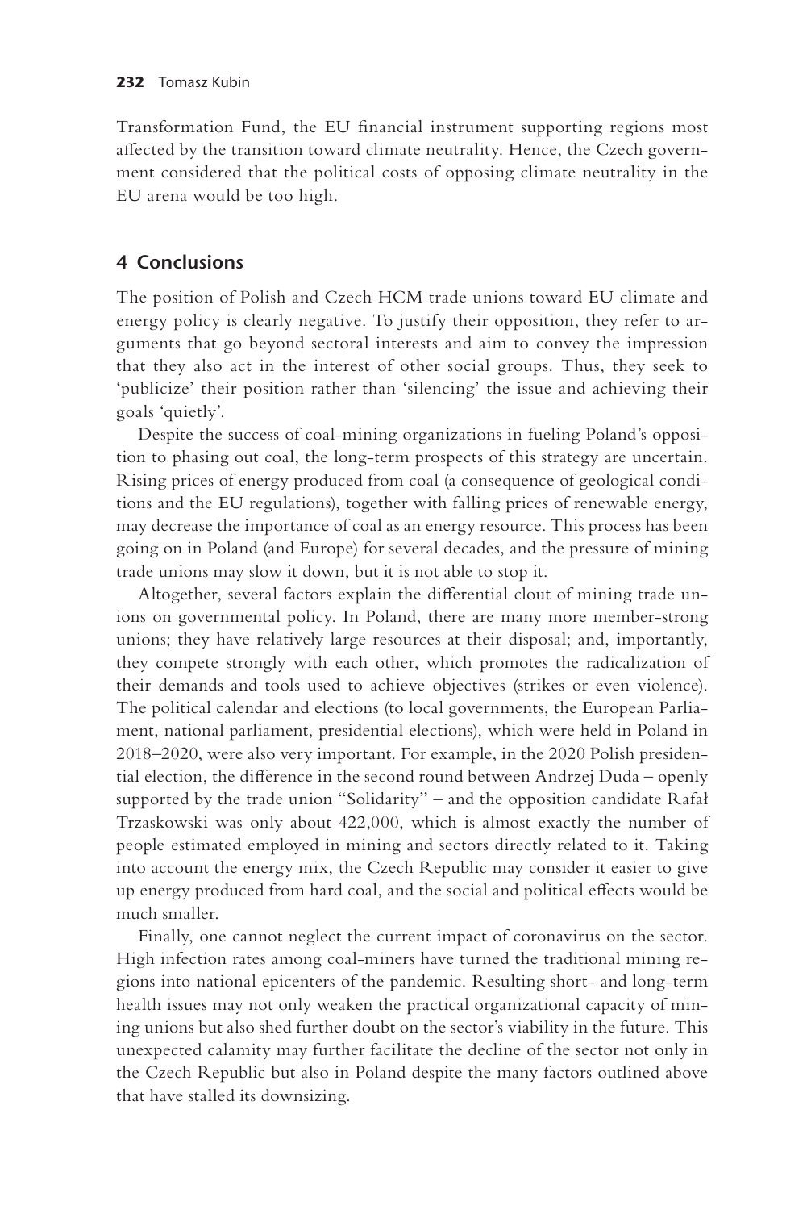Transformation Fund, the EU financial instrument supporting regions most affected by the transition toward climate neutrality. Hence, the Czech government considered that the political costs of opposing climate neutrality in the EU arena would be too high.

## 4 Conclusions

The position of Polish and Czech HCM trade unions toward EU climate and energy policy is clearly negative. To justify their opposition, they refer to arguments that go beyond sectoral interests and aim to convey the impression that they also act in the interest of other social groups. Thus, they seek to 'publicize' their position rather than 'silencing' the issue and achieving their goals 'quietly'.

Despite the success of coal-mining organizations in fueling Poland's opposition to phasing out coal, the long-term prospects of this strategy are uncertain. Rising prices of energy produced from coal (a consequence of geological conditions and the EU regulations), together with falling prices of renewable energy, may decrease the importance of coal as an energy resource. This process has been going on in Poland (and Europe) for several decades, and the pressure of mining trade unions may slow it down, but it is not able to stop it.

Altogether, several factors explain the differential clout of mining trade unions on governmental policy. In Poland, there are many more member-strong unions; they have relatively large resources at their disposal; and, importantly, they compete strongly with each other, which promotes the radicalization of their demands and tools used to achieve objectives (strikes or even violence). The political calendar and elections (to local governments, the European Parliament, national parliament, presidential elections), which were held in Poland in 2018–2020, were also very important. For example, in the 2020 Polish presidential election, the difference in the second round between Andrzej Duda – openly supported by the trade union "Solidarity" – and the opposition candidate Rafał Trzaskowski was only about 422,000, which is almost exactly the number of people estimated employed in mining and sectors directly related to it. Taking into account the energy mix, the Czech Republic may consider it easier to give up energy produced from hard coal, and the social and political effects would be much smaller.

Finally, one cannot neglect the current impact of coronavirus on the sector. High infection rates among coal-miners have turned the traditional mining regions into national epicenters of the pandemic. Resulting short- and long-term health issues may not only weaken the practical organizational capacity of mining unions but also shed further doubt on the sector's viability in the future. This unexpected calamity may further facilitate the decline of the sector not only in the Czech Republic but also in Poland despite the many factors outlined above that have stalled its downsizing.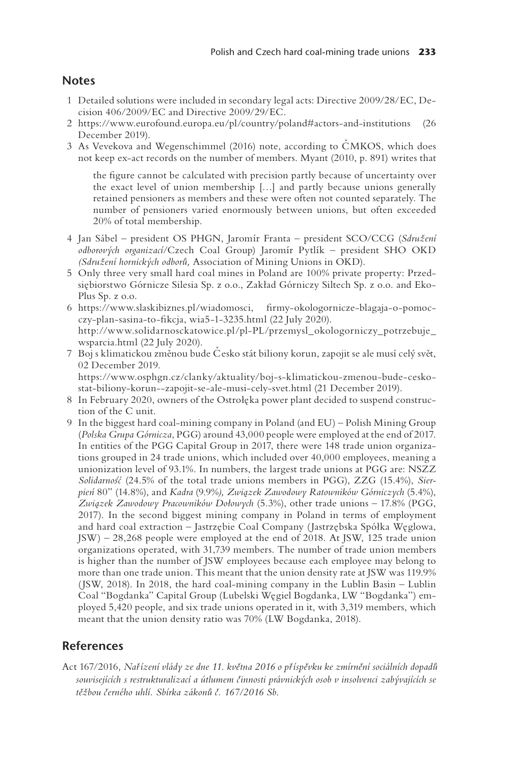## Notes

1 Detailed solutions were included in secondary legal acts: Directive 2009/28/EC, Decision 406/2009/EC and Directive 2009/29/EC.

2 https://www.eurofound.europa.eu/pl/country/poland#actors-and-institutions (26 December 2019).

3 As Vevekova and Wegenschimmel (2016) note, according to ČMKOS, which does not keep ex-act records on the number of members. Myant (2010, p. 891) writes that

> the figure cannot be calculated with precision partly because of uncertainty over the exact level of union membership […] and partly because unions generally retained pensioners as members and these were often not counted separately. The number of pensioners varied enormously between unions, but often exceeded 20% of total membership.

4 Jan Sábel – president OS PHGN, Jaromír Franta – president SCO/CCG (*Sdružení odborových organizací*/Czech Coal Group) Jaromír Pytlík – president SHO OKD *(Sdružení hornických odborů,* Association of Mining Unions in OKD).

5 Only three very small hard coal mines in Poland are 100% private property: Przedsiębiorstwo Górnicze Silesia Sp. z o.o., Zakład Górniczy Siltech Sp. z o.o. and Eko-Plus Sp. z o.o.

6 https://www.slaskibiznes.pl/wiadomosci, firmy-okologornicze-blagaja-o-pomoc-czy-plan-sasina-to-fikcja, wia5-1-3235.html (22 July 2020).
http://www.solidarnosckatowice.pl/pl-PL/przemysl_okologorniczy_potrzebuje_wsparcia.html (22 July 2020).

7 Boj s klimatickou změnou bude Česko stát biliony korun, zapojit se ale musí celý svět, 02 December 2019.
https://www.osphgn.cz/clanky/aktuality/boj-s-klimatickou-zmenou-bude-cesko-stat-biliony-korun--zapojit-se-ale-musi-cely-svet.html (21 December 2019).

8 In February 2020, owners of the Ostrołęka power plant decided to suspend construction of the C unit.

9 In the biggest hard coal-mining company in Poland (and EU) – Polish Mining Group (*Polska Grupa Górnicza*, PGG) around 43,000 people were employed at the end of 2017. In entities of the PGG Capital Group in 2017, there were 148 trade union organizations grouped in 24 trade unions, which included over 40,000 employees, meaning a unionization level of 93.1%. In numbers, the largest trade unions at PGG are: NSZZ *Solidarność* (24.5% of the total trade unions members in PGG), ZZG (15.4%), *Sierpień* 80" (14.8%), and *Kadra* (9.9%*), Związek Zawodowy Ratowników Górniczych* (5.4%), *Związek Zawodowy Pracowników Dołowych* (5.3%), other trade unions – 17.8% (PGG, 2017). In the second biggest mining company in Poland in terms of employment and hard coal extraction – Jastrzębie Coal Company (Jastrzębska Spółka Węglowa, JSW) – 28,268 people were employed at the end of 2018. At JSW, 125 trade union organizations operated, with 31,739 members. The number of trade union members is higher than the number of JSW employees because each employee may belong to more than one trade union. This meant that the union density rate at JSW was 119.9% (JSW, 2018). In 2018, the hard coal-mining company in the Lublin Basin – Lublin Coal "Bogdanka" Capital Group (Lubelski Węgiel Bogdanka, LW "Bogdanka") employed 5,420 people, and six trade unions operated in it, with 3,319 members, which meant that the union density ratio was 70% (LW Bogdanka, 2018).

## References

Act 167/2016*, Nařízení vlády ze dne 11. května 2016 o příspěvku ke zmírnění sociálních dopadů souvisejících s restrukturalizací a útlumem činnosti právnických osob v insolvenci zabývajících se těžbou černého uhlí. Sbírka zákonů č. 167/2016 Sb.*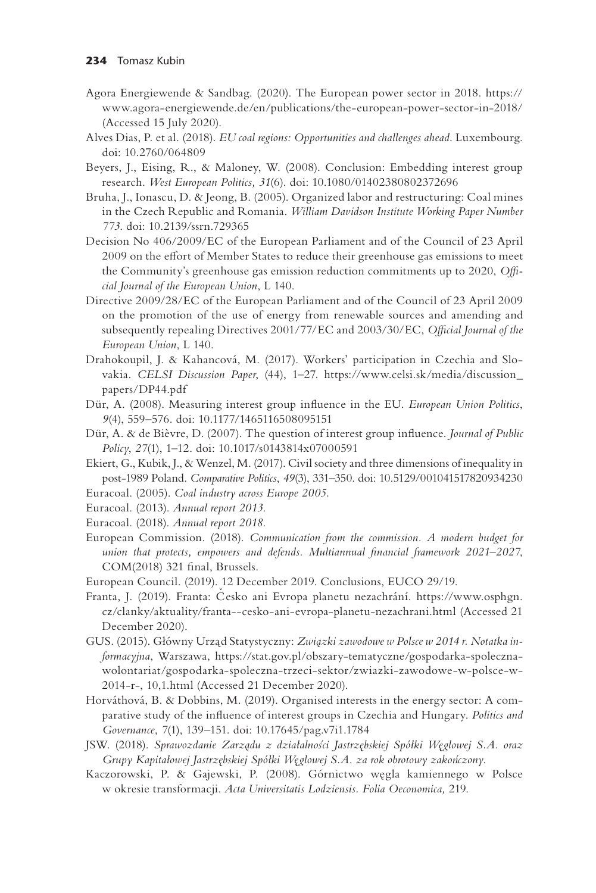Agora Energiewende & Sandbag. (2020). The European power sector in 2018. https://www.agora-energiewende.de/en/publications/the-european-power-sector-in-2018/ (Accessed 15 July 2020).

Alves Dias, P. et al. (2018). *EU coal regions: Opportunities and challenges ahead*. Luxembourg. doi: 10.2760/064809

Beyers, J., Eising, R., & Maloney, W. (2008). Conclusion: Embedding interest group research. *West European Politics, 31*(6). doi: 10.1080/01402380802372696

Bruha, J., Ionascu, D. & Jeong, B. (2005). Organized labor and restructuring: Coal mines in the Czech Republic and Romania. *William Davidson Institute Working Paper Number 773*. doi: 10.2139/ssrn.729365

Decision No 406/2009/EC of the European Parliament and of the Council of 23 April 2009 on the effort of Member States to reduce their greenhouse gas emissions to meet the Community's greenhouse gas emission reduction commitments up to 2020, *Official Journal of the European Union*, L 140.

Directive 2009/28/EC of the European Parliament and of the Council of 23 April 2009 on the promotion of the use of energy from renewable sources and amending and subsequently repealing Directives 2001/77/EC and 2003/30/EC, *Official Journal of the European Union*, L 140.

Drahokoupil, J. & Kahancová, M. (2017). Workers' participation in Czechia and Slovakia. *CELSI Discussion Paper*, (44), 1–27. https://www.celsi.sk/media/discussion_papers/DP44.pdf

Dür, A. (2008). Measuring interest group influence in the EU. *European Union Politics*, *9*(4), 559–576. doi: 10.1177/1465116508095151

Dür, A. & de Bièvre, D. (2007). The question of interest group influence. *Journal of Public Policy*, *27*(1), 1–12. doi: 10.1017/s0143814x07000591

Ekiert, G., Kubik, J., & Wenzel, M. (2017). Civil society and three dimensions of inequality in post-1989 Poland. *Comparative Politics*, *49*(3), 331–350. doi: 10.5129/001041517820934230

Euracoal. (2005). *Coal industry across Europe 2005*.

Euracoal. (2013). *Annual report 2013*.

Euracoal. (2018). *Annual report 2018*.

European Commission. (2018). *Communication from the commission. A modern budget for union that protects, empowers and defends. Multiannual financial framework 2021–2027*, COM(2018) 321 final, Brussels.

European Council. (2019). 12 December 2019. Conclusions, EUCO 29/19.

Franta, J. (2019). Franta: Česko ani Evropa planetu nezachrání. https://www.osphgn.cz/clanky/aktuality/franta--cesko-ani-evropa-planetu-nezachrani.html (Accessed 21 December 2020).

GUS. (2015). Główny Urząd Statystyczny: *Związki zawodowe w Polsce w 2014 r. Notatka informacyjna*, Warszawa, https://stat.gov.pl/obszary-tematyczne/gospodarka-spoleczna-wolontariat/gospodarka-spoleczna-trzeci-sektor/zwiazki-zawodowe-w-polsce-w-2014-r-,10,1.html (Accessed 21 December 2020).

Horváthová, B. & Dobbins, M. (2019). Organised interests in the energy sector: A comparative study of the influence of interest groups in Czechia and Hungary. *Politics and Governance*, 7(1), 139–151. doi: 10.17645/pag.v7i1.1784

JSW. (2018). *Sprawozdanie Zarządu z działalności Jastrzębskiej Spółki Węglowej S.A. oraz Grupy Kapitałowej Jastrzębskiej Spółki Węglowej S.A. za rok obrotowy zakończony*.

Kaczorowski, P. & Gajewski, P. (2008). Górnictwo węgla kamiennego w Polsce w okresie transformacji. *Acta Universitatis Lodziensis. Folia Oeconomica,* 219.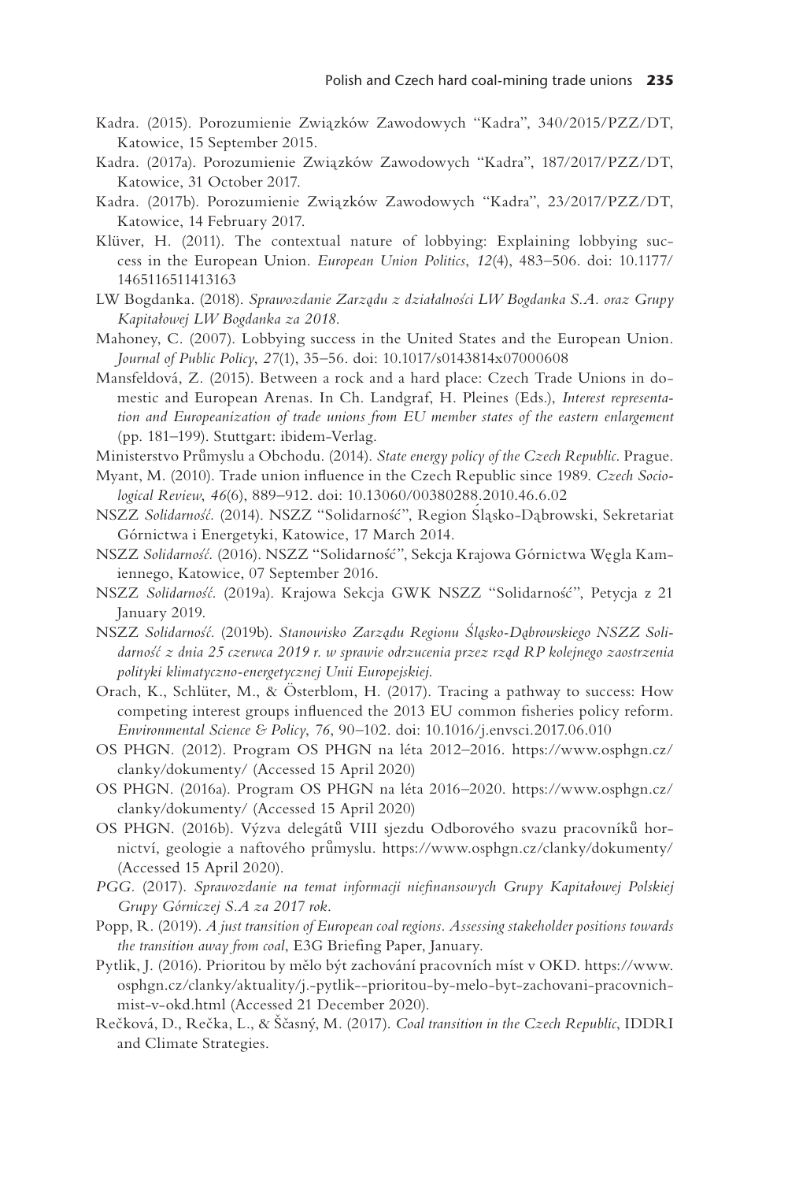Kadra. (2015). Porozumienie Związków Zawodowych "Kadra", 340/2015/PZZ/DT, Katowice, 15 September 2015.

Kadra. (2017a). Porozumienie Związków Zawodowych "Kadra", 187/2017/PZZ/DT, Katowice, 31 October 2017.

Kadra. (2017b). Porozumienie Związków Zawodowych "Kadra", 23/2017/PZZ/DT, Katowice, 14 February 2017.

Klüver, H. (2011). The contextual nature of lobbying: Explaining lobbying success in the European Union. *European Union Politics*, *12*(4), 483–506. doi: 10.1177/1465116511413163

LW Bogdanka. (2018). *Sprawozdanie Zarządu z działalności LW Bogdanka S.A. oraz Grupy Kapitałowej LW Bogdanka za 2018.*

Mahoney, C. (2007). Lobbying success in the United States and the European Union. *Journal of Public Policy*, *27*(1), 35–56. doi: 10.1017/s0143814x07000608

Mansfeldová, Z. (2015). Between a rock and a hard place: Czech Trade Unions in domestic and European Arenas. In Ch. Landgraf, H. Pleines (Eds.), *Interest representation and Europeanization of trade unions from EU member states of the eastern enlargement* (pp. 181–199). Stuttgart: ibidem-Verlag.

Ministerstvo Průmyslu a Obchodu. (2014). *State energy policy of the Czech Republic*. Prague.

Myant, M. (2010). Trade union influence in the Czech Republic since 1989. *Czech Sociological Review*, *46*(6), 889–912. doi: 10.13060/00380288.2010.46.6.02

NSZZ *Solidarność*. (2014). NSZZ "Solidarność", Region Śląsko-Dąbrowski, Sekretariat Górnictwa i Energetyki, Katowice, 17 March 2014.

NSZZ *Solidarność*. (2016). NSZZ "Solidarność", Sekcja Krajowa Górnictwa Węgla Kamiennego, Katowice, 07 September 2016.

NSZZ *Solidarność*. (2019a). Krajowa Sekcja GWK NSZZ "Solidarność", Petycja z 21 January 2019.

NSZZ *Solidarność*. (2019b). *Stanowisko Zarządu Regionu Śląsko-Dąbrowskiego NSZZ Solidarność z dnia 25 czerwca 2019 r. w sprawie odrzucenia przez rząd RP kolejnego zaostrzenia polityki klimatyczno-energetycznej Unii Europejskiej.*

Orach, K., Schlüter, M., & Österblom, H. (2017). Tracing a pathway to success: How competing interest groups influenced the 2013 EU common fisheries policy reform. *Environmental Science & Policy*, *76*, 90–102. doi: 10.1016/j.envsci.2017.06.010

OS PHGN. (2012). Program OS PHGN na léta 2012–2016. https://www.osphgn.cz/clanky/dokumenty/ (Accessed 15 April 2020)

OS PHGN. (2016a). Program OS PHGN na léta 2016–2020. https://www.osphgn.cz/clanky/dokumenty/ (Accessed 15 April 2020)

OS PHGN. (2016b). Výzva delegátů VIII sjezdu Odborového svazu pracovníků hornictví, geologie a naftového průmyslu. https://www.osphgn.cz/clanky/dokumenty/ (Accessed 15 April 2020).

*PGG*. (2017). *Sprawozdanie na temat informacji niefinansowych Grupy Kapitałowej Polskiej Grupy Górniczej S.A za 2017 rok.*

Popp, R. (2019). *A just transition of European coal regions. Assessing stakeholder positions towards the transition away from coal*, E3G Briefing Paper, January.

Pytlik, J. (2016). Prioritou by mělo být zachování pracovních míst v OKD. https://www.osphgn.cz/clanky/aktuality/j.-pytlik--prioritou-by-melo-byt-zachovani-pracovnich-mist-v-okd.html (Accessed 21 December 2020).

Rečková, D., Rečka, L., & Ščasný, M. (2017). *Coal transition in the Czech Republic*, IDDRI and Climate Strategies.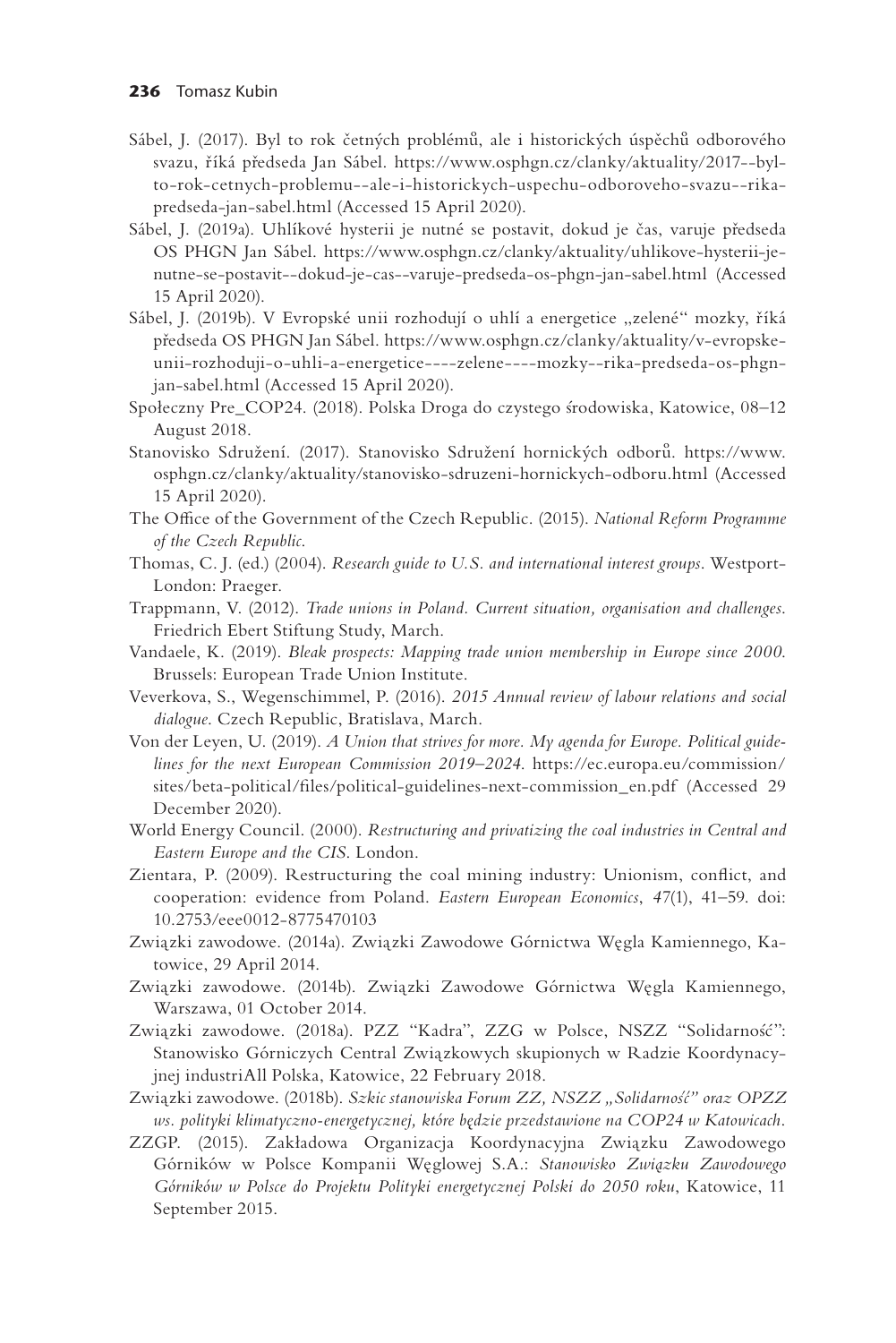Sábel, J. (2017). Byl to rok četných problémů, ale i historických úspěchů odborového svazu, říká předseda Jan Sábel. https://www.osphgn.cz/clanky/aktuality/2017--byl-to-rok-cetnych-problemu--ale-i-historickych-uspechu-odboroveho-svazu--rika-predseda-jan-sabel.html (Accessed 15 April 2020).

Sábel, J. (2019a). Uhlíkové hysterii je nutné se postavit, dokud je čas, varuje předseda OS PHGN Jan Sábel. https://www.osphgn.cz/clanky/aktuality/uhlikove-hysterii-je-nutne-se-postavit--dokud-je-cas--varuje-predseda-os-phgn-jan-sabel.html (Accessed 15 April 2020).

Sábel, J. (2019b). V Evropské unii rozhodují o uhlí a energetice „zelené" mozky, říká předseda OS PHGN Jan Sábel. https://www.osphgn.cz/clanky/aktuality/v-evropske-unii-rozhoduji-o-uhli-a-energetice----zelene----mozky--rika-predseda-os-phgn-jan-sabel.html (Accessed 15 April 2020).

Społeczny Pre_COP24. (2018). Polska Droga do czystego środowiska, Katowice, 08–12 August 2018.

Stanovisko Sdružení. (2017). Stanovisko Sdružení hornických odborů. https://www.osphgn.cz/clanky/aktuality/stanovisko-sdruzeni-hornickych-odboru.html (Accessed 15 April 2020).

The Office of the Government of the Czech Republic. (2015). *National Reform Programme of the Czech Republic*.

Thomas, C. J. (ed.) (2004). *Research guide to U.S. and international interest groups*. Westport-London: Praeger.

Trappmann, V. (2012). *Trade unions in Poland. Current situation, organisation and challenges*. Friedrich Ebert Stiftung Study, March.

Vandaele, K. (2019). *Bleak prospects: Mapping trade union membership in Europe since 2000*. Brussels: European Trade Union Institute.

Veverkova, S., Wegenschimmel, P. (2016). *2015 Annual review of labour relations and social dialogue*. Czech Republic, Bratislava, March.

Von der Leyen, U. (2019). *A Union that strives for more. My agenda for Europe. Political guidelines for the next European Commission 2019–2024*. https://ec.europa.eu/commission/sites/beta-political/files/political-guidelines-next-commission_en.pdf (Accessed 29 December 2020).

World Energy Council. (2000). *Restructuring and privatizing the coal industries in Central and Eastern Europe and the CIS*. London.

Zientara, P. (2009). Restructuring the coal mining industry: Unionism, conflict, and cooperation: evidence from Poland. *Eastern European Economics*, *47*(1), 41–59. doi: 10.2753/eee0012-8775470103

Związki zawodowe. (2014a). Związki Zawodowe Górnictwa Węgla Kamiennego, Katowice, 29 April 2014.

Związki zawodowe. (2014b). Związki Zawodowe Górnictwa Węgla Kamiennego, Warszawa, 01 October 2014.

Związki zawodowe. (2018a). PZZ "Kadra", ZZG w Polsce, NSZZ "Solidarność": Stanowisko Górniczych Central Związkowych skupionych w Radzie Koordynacyjnej industriAll Polska, Katowice, 22 February 2018.

Związki zawodowe. (2018b). *Szkic stanowiska Forum ZZ, NSZZ „Solidarność" oraz OPZZ ws. polityki klimatyczno-energetycznej, które będzie przedstawione na COP24 w Katowicach*.

ZZGP. (2015). Zakładowa Organizacja Koordynacyjna Związku Zawodowego Górników w Polsce Kompanii Węglowej S.A.: *Stanowisko Związku Zawodowego Górników w Polsce do Projektu Polityki energetycznej Polski do 2050 roku*, Katowice, 11 September 2015.